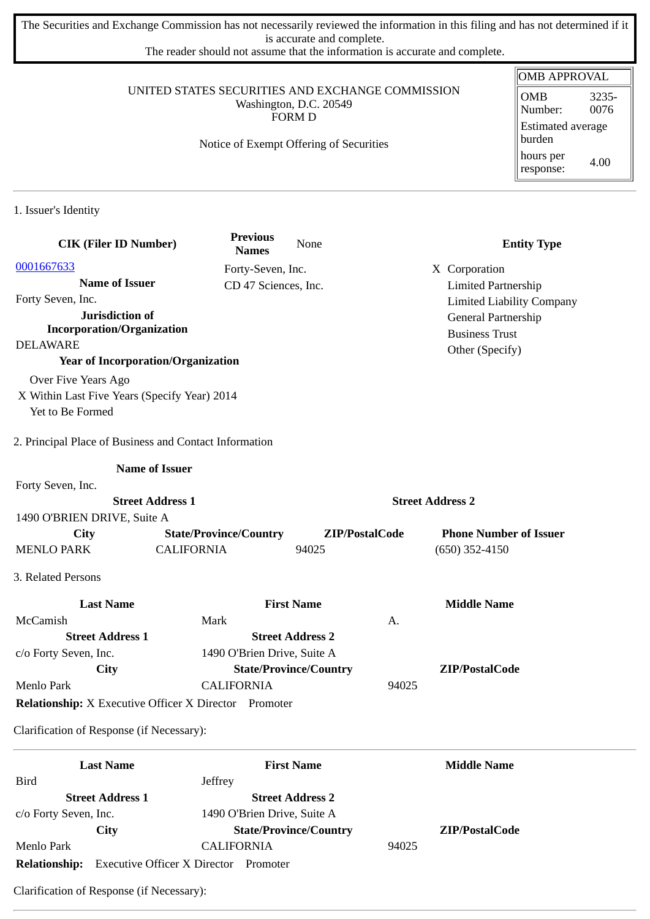The Securities and Exchange Commission has not necessarily reviewed the information in this filing and has not determined if it is accurate and complete.
The reader should not assume that the information is accurate and complete.

UNITED STATES SECURITIES AND EXCHANGE COMMISSION
Washington, D.C. 20549
FORM D

Notice of Exempt Offering of Securities

| OMB APPROVAL | |
|---|---|
| OMB Number: | 3235-0076 |
| Estimated average burden | |
| hours per response: | 4.00 |

## 1. Issuer's Identity

| CIK (Filer ID Number) | Previous Names | Entity Type |
|---|---|---|
| 0001667633 | None | X Corporation |
| **Name of Issuer** | Forty-Seven, Inc. | Limited Partnership |
| Forty Seven, Inc. | CD 47 Sciences, Inc. | Limited Liability Company |
| **Jurisdiction of Incorporation/Organization** | | General Partnership |
| DELAWARE | | Business Trust |
| **Year of Incorporation/Organization** | | Other (Specify) |

Over Five Years Ago
X Within Last Five Years (Specify Year) 2014
Yet to Be Formed

## 2. Principal Place of Business and Contact Information

| Name of Issuer | | | |
|---|---|---|---|
| Forty Seven, Inc. | | | |
| **Street Address 1** | | **Street Address 2** | |
| 1490 O'BRIEN DRIVE, Suite A | | | |
| **City** | **State/Province/Country** | **ZIP/PostalCode** | **Phone Number of Issuer** |
| MENLO PARK | CALIFORNIA | 94025 | (650) 352-4150 |

## 3. Related Persons

| Last Name | First Name | Middle Name |
|---|---|---|
| McCamish | Mark | A. |
| **Street Address 1** | **Street Address 2** | |
| c/o Forty Seven, Inc. | 1490 O'Brien Drive, Suite A | |
| **City** | **State/Province/Country** | **ZIP/PostalCode** |
| Menlo Park | CALIFORNIA | 94025 |

**Relationship:** X Executive Officer X Director Promoter

Clarification of Response (if Necessary):

| Last Name | First Name | Middle Name |
|---|---|---|
| Bird | Jeffrey | |
| **Street Address 1** | **Street Address 2** | |
| c/o Forty Seven, Inc. | 1490 O'Brien Drive, Suite A | |
| **City** | **State/Province/Country** | **ZIP/PostalCode** |
| Menlo Park | CALIFORNIA | 94025 |

**Relationship:** Executive Officer X Director Promoter

Clarification of Response (if Necessary):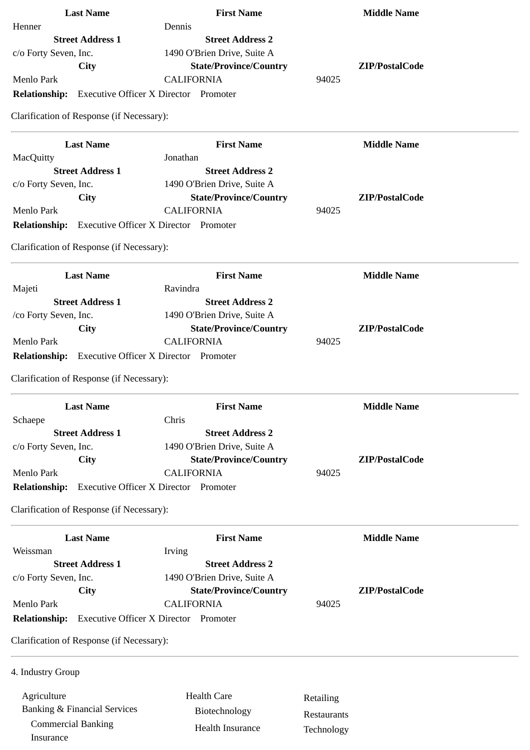| Last Name | First Name | Middle Name |
| --- | --- | --- |
| Henner | Dennis | |
| **Street Address 1** | **Street Address 2** | |
| c/o Forty Seven, Inc. | 1490 O'Brien Drive, Suite A | |
| **City** | **State/Province/Country** | **ZIP/PostalCode** |
| Menlo Park | CALIFORNIA | 94025 |

**Relationship:** Executive Officer X Director Promoter

Clarification of Response (if Necessary):

---

| Last Name | First Name | Middle Name |
| --- | --- | --- |
| MacQuitty | Jonathan | |
| **Street Address 1** | **Street Address 2** | |
| c/o Forty Seven, Inc. | 1490 O'Brien Drive, Suite A | |
| **City** | **State/Province/Country** | **ZIP/PostalCode** |
| Menlo Park | CALIFORNIA | 94025 |

**Relationship:** Executive Officer X Director Promoter

Clarification of Response (if Necessary):

---

| Last Name | First Name | Middle Name |
| --- | --- | --- |
| Majeti | Ravindra | |
| **Street Address 1** | **Street Address 2** | |
| /co Forty Seven, Inc. | 1490 O'Brien Drive, Suite A | |
| **City** | **State/Province/Country** | **ZIP/PostalCode** |
| Menlo Park | CALIFORNIA | 94025 |

**Relationship:** Executive Officer X Director Promoter

Clarification of Response (if Necessary):

---

| Last Name | First Name | Middle Name |
| --- | --- | --- |
| Schaepe | Chris | |
| **Street Address 1** | **Street Address 2** | |
| c/o Forty Seven, Inc. | 1490 O'Brien Drive, Suite A | |
| **City** | **State/Province/Country** | **ZIP/PostalCode** |
| Menlo Park | CALIFORNIA | 94025 |

**Relationship:** Executive Officer X Director Promoter

Clarification of Response (if Necessary):

---

| Last Name | First Name | Middle Name |
| --- | --- | --- |
| Weissman | Irving | |
| **Street Address 1** | **Street Address 2** | |
| c/o Forty Seven, Inc. | 1490 O'Brien Drive, Suite A | |
| **City** | **State/Province/Country** | **ZIP/PostalCode** |
| Menlo Park | CALIFORNIA | 94025 |

**Relationship:** Executive Officer X Director Promoter

Clarification of Response (if Necessary):

---

4. Industry Group

| | | |
| --- | --- | --- |
| Agriculture | Health Care | Retailing |
| Banking & Financial Services | Biotechnology | Restaurants |
| Commercial Banking | Health Insurance | Technology |
| Insurance | | |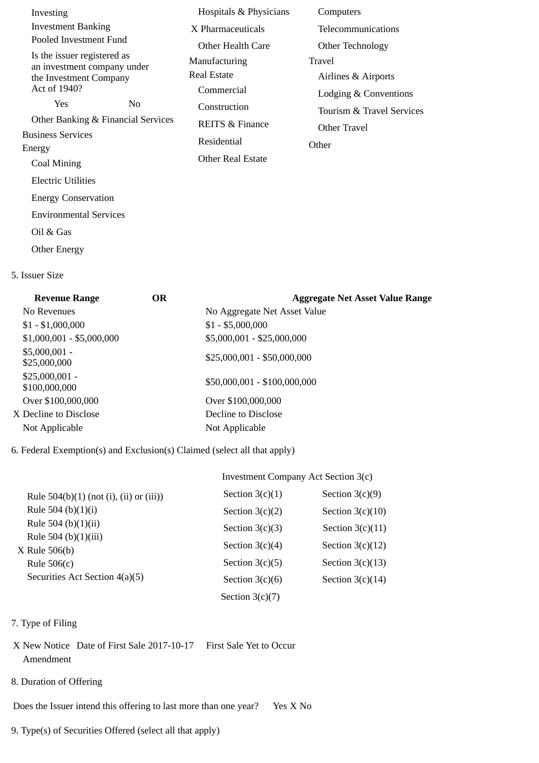Investing
Investment Banking
Pooled Investment Fund
Is the issuer registered as an investment company under the Investment Company Act of 1940?
Yes No
Other Banking & Financial Services
Business Services
Energy
Coal Mining
Electric Utilities
Energy Conservation
Environmental Services
Oil & Gas
Other Energy

Hospitals & Physicians
X Pharmaceuticals
Other Health Care
Manufacturing
Real Estate
Commercial
Construction
REITS & Finance
Residential
Other Real Estate

Computers
Telecommunications
Other Technology
Travel
Airlines & Airports
Lodging & Conventions
Tourism & Travel Services
Other Travel
Other

5. Issuer Size

| Revenue Range | OR | Aggregate Net Asset Value Range |
|---|---|---|
| No Revenues | | No Aggregate Net Asset Value |
| $1 - $1,000,000 | | $1 - $5,000,000 |
| $1,000,001 - $5,000,000 | | $5,000,001 - $25,000,000 |
| $5,000,001 - $25,000,000 | | $25,000,001 - $50,000,000 |
| $25,000,001 - $100,000,000 | | $50,000,001 - $100,000,000 |
| Over $100,000,000 | | Over $100,000,000 |
| X Decline to Disclose | | Decline to Disclose |
| Not Applicable | | Not Applicable |

6. Federal Exemption(s) and Exclusion(s) Claimed (select all that apply)

Rule 504(b)(1) (not (i), (ii) or (iii))
Rule 504 (b)(1)(i)
Rule 504 (b)(1)(ii)
Rule 504 (b)(1)(iii)
X Rule 506(b)
Rule 506(c)
Securities Act Section 4(a)(5)

Investment Company Act Section 3(c)

| | |
|---|---|
| Section 3(c)(1) | Section 3(c)(9) |
| Section 3(c)(2) | Section 3(c)(10) |
| Section 3(c)(3) | Section 3(c)(11) |
| Section 3(c)(4) | Section 3(c)(12) |
| Section 3(c)(5) | Section 3(c)(13) |
| Section 3(c)(6) | Section 3(c)(14) |
| Section 3(c)(7) | |

7. Type of Filing

X New Notice Date of First Sale 2017-10-17 First Sale Yet to Occur
Amendment

8. Duration of Offering

Does the Issuer intend this offering to last more than one year? Yes X No

9. Type(s) of Securities Offered (select all that apply)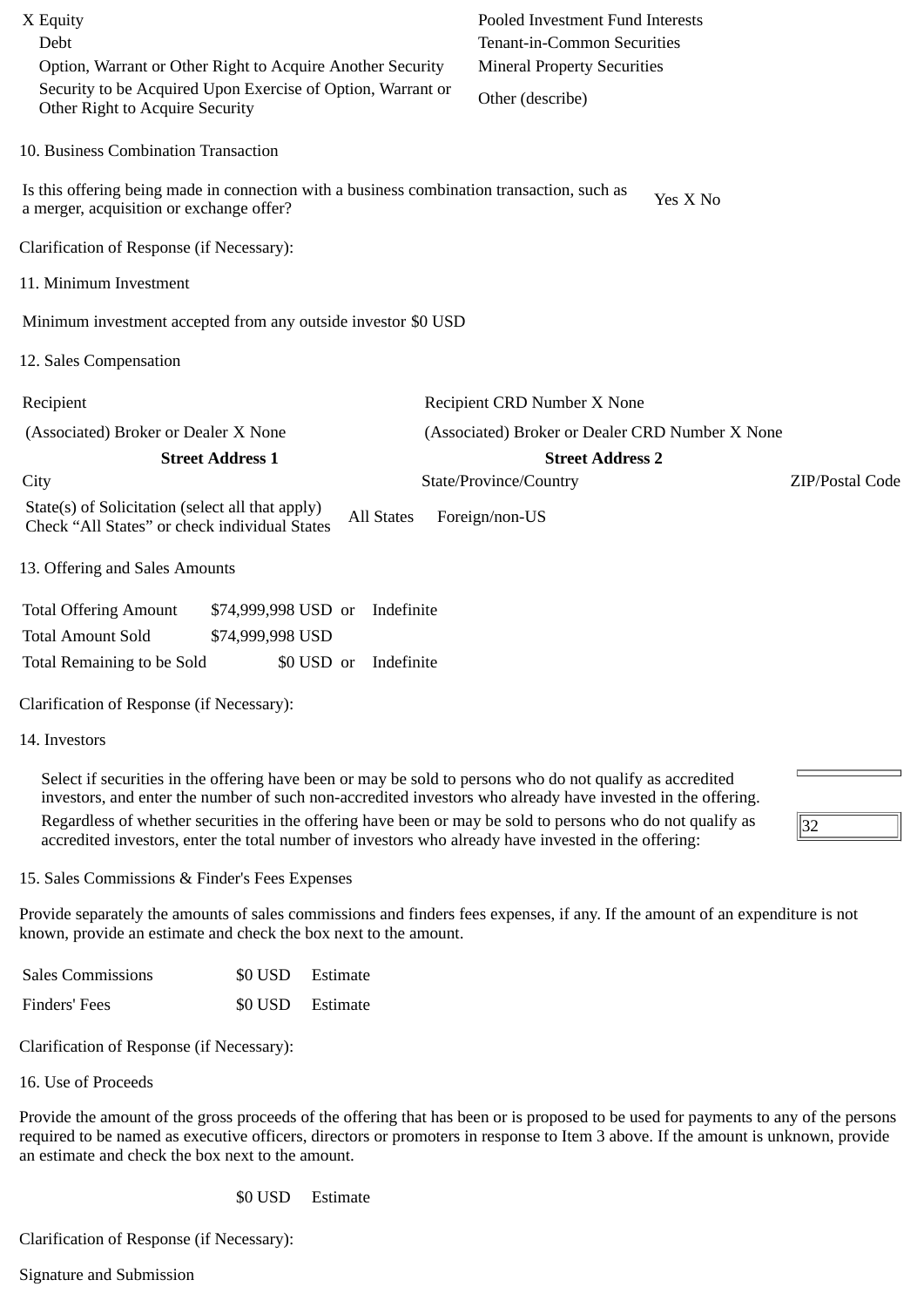| | |
|---|---|
| X Equity | Pooled Investment Fund Interests |
| Debt | Tenant-in-Common Securities |
| Option, Warrant or Other Right to Acquire Another Security | Mineral Property Securities |
| Security to be Acquired Upon Exercise of Option, Warrant or Other Right to Acquire Security | Other (describe) |

10. Business Combination Transaction

| | |
|---|---|
| Is this offering being made in connection with a business combination transaction, such as a merger, acquisition or exchange offer? | Yes X No |

Clarification of Response (if Necessary):

11. Minimum Investment

Minimum investment accepted from any outside investor $0 USD

12. Sales Compensation

| | | |
|---|---|---|
| Recipient | Recipient CRD Number X None | |
| (Associated) Broker or Dealer X None | (Associated) Broker or Dealer CRD Number X None | |
| **Street Address 1** | **Street Address 2** | |
| City | State/Province/Country | ZIP/Postal Code |
| State(s) of Solicitation (select all that apply) Check “All States” or check individual States | All States Foreign/non-US | |

13. Offering and Sales Amounts

| | | |
|---|---|---|
| Total Offering Amount | $74,999,998 USD or | Indefinite |
| Total Amount Sold | $74,999,998 USD | |
| Total Remaining to be Sold | $0 USD or | Indefinite |

Clarification of Response (if Necessary):

14. Investors

| | |
|---|---|
| Select if securities in the offering have been or may be sold to persons who do not qualify as accredited investors, and enter the number of such non-accredited investors who already have invested in the offering. | |
| Regardless of whether securities in the offering have been or may be sold to persons who do not qualify as accredited investors, enter the total number of investors who already have invested in the offering: | 32 |

15. Sales Commissions & Finder's Fees Expenses

Provide separately the amounts of sales commissions and finders fees expenses, if any. If the amount of an expenditure is not known, provide an estimate and check the box next to the amount.

| | | |
|---|---|---|
| Sales Commissions | $0 USD | Estimate |
| Finders' Fees | $0 USD | Estimate |

Clarification of Response (if Necessary):

16. Use of Proceeds

Provide the amount of the gross proceeds of the offering that has been or is proposed to be used for payments to any of the persons required to be named as executive officers, directors or promoters in response to Item 3 above. If the amount is unknown, provide an estimate and check the box next to the amount.

$0 USD Estimate

Clarification of Response (if Necessary):

Signature and Submission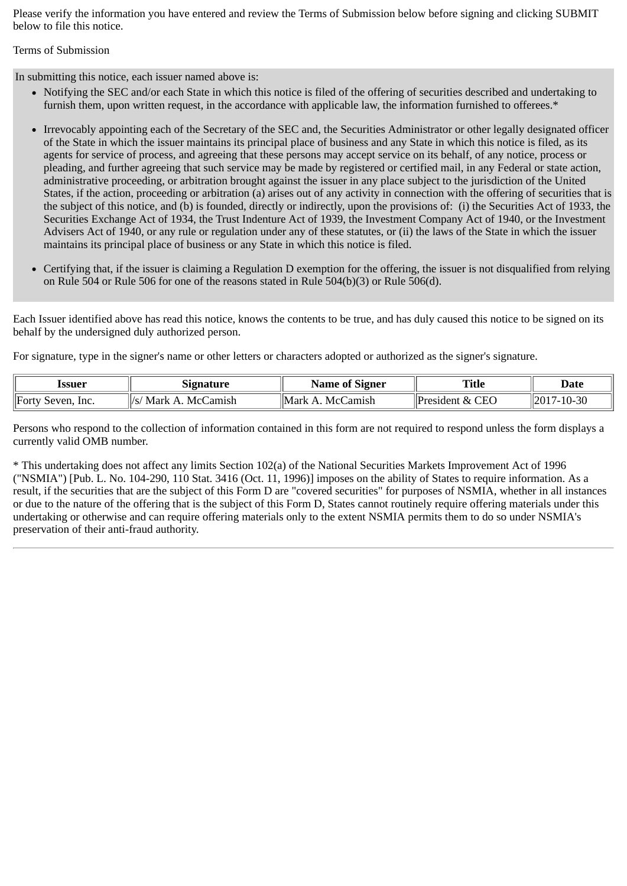Please verify the information you have entered and review the Terms of Submission below before signing and clicking SUBMIT below to file this notice.

Terms of Submission

In submitting this notice, each issuer named above is:

- Notifying the SEC and/or each State in which this notice is filed of the offering of securities described and undertaking to furnish them, upon written request, in the accordance with applicable law, the information furnished to offerees.*
- Irrevocably appointing each of the Secretary of the SEC and, the Securities Administrator or other legally designated officer of the State in which the issuer maintains its principal place of business and any State in which this notice is filed, as its agents for service of process, and agreeing that these persons may accept service on its behalf, of any notice, process or pleading, and further agreeing that such service may be made by registered or certified mail, in any Federal or state action, administrative proceeding, or arbitration brought against the issuer in any place subject to the jurisdiction of the United States, if the action, proceeding or arbitration (a) arises out of any activity in connection with the offering of securities that is the subject of this notice, and (b) is founded, directly or indirectly, upon the provisions of: (i) the Securities Act of 1933, the Securities Exchange Act of 1934, the Trust Indenture Act of 1939, the Investment Company Act of 1940, or the Investment Advisers Act of 1940, or any rule or regulation under any of these statutes, or (ii) the laws of the State in which the issuer maintains its principal place of business or any State in which this notice is filed.
- Certifying that, if the issuer is claiming a Regulation D exemption for the offering, the issuer is not disqualified from relying on Rule 504 or Rule 506 for one of the reasons stated in Rule 504(b)(3) or Rule 506(d).

Each Issuer identified above has read this notice, knows the contents to be true, and has duly caused this notice to be signed on its behalf by the undersigned duly authorized person.

For signature, type in the signer's name or other letters or characters adopted or authorized as the signer's signature.

| Issuer | Signature | Name of Signer | Title | Date |
|---|---|---|---|---|
| Forty Seven, Inc. | /s/ Mark A. McCamish | Mark A. McCamish | President & CEO | 2017-10-30 |

Persons who respond to the collection of information contained in this form are not required to respond unless the form displays a currently valid OMB number.

* This undertaking does not affect any limits Section 102(a) of the National Securities Markets Improvement Act of 1996 ("NSMIA") [Pub. L. No. 104-290, 110 Stat. 3416 (Oct. 11, 1996)] imposes on the ability of States to require information. As a result, if the securities that are the subject of this Form D are "covered securities" for purposes of NSMIA, whether in all instances or due to the nature of the offering that is the subject of this Form D, States cannot routinely require offering materials under this undertaking or otherwise and can require offering materials only to the extent NSMIA permits them to do so under NSMIA's preservation of their anti-fraud authority.